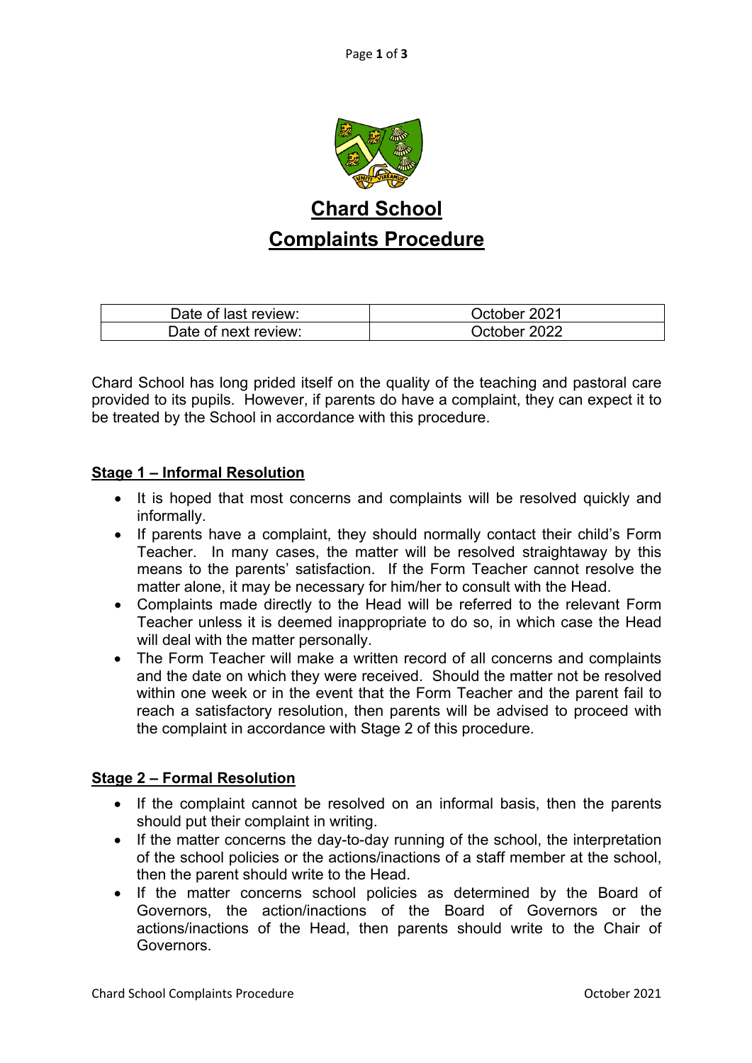# Chard School

# Complaints Procedure

| Date of last review: | October 2021 |
|---|---|
| Date of next review: | October 2022 |

Chard School has long prided itself on the quality of the teaching and pastoral care provided to its pupils. However, if parents do have a complaint, they can expect it to be treated by the School in accordance with this procedure.

## Stage 1 – Informal Resolution

- It is hoped that most concerns and complaints will be resolved quickly and informally.
- If parents have a complaint, they should normally contact their child's Form Teacher. In many cases, the matter will be resolved straightaway by this means to the parents' satisfaction. If the Form Teacher cannot resolve the matter alone, it may be necessary for him/her to consult with the Head.
- Complaints made directly to the Head will be referred to the relevant Form Teacher unless it is deemed inappropriate to do so, in which case the Head will deal with the matter personally.
- The Form Teacher will make a written record of all concerns and complaints and the date on which they were received. Should the matter not be resolved within one week or in the event that the Form Teacher and the parent fail to reach a satisfactory resolution, then parents will be advised to proceed with the complaint in accordance with Stage 2 of this procedure.

## Stage 2 – Formal Resolution

- If the complaint cannot be resolved on an informal basis, then the parents should put their complaint in writing.
- If the matter concerns the day-to-day running of the school, the interpretation of the school policies or the actions/inactions of a staff member at the school, then the parent should write to the Head.
- If the matter concerns school policies as determined by the Board of Governors, the action/inactions of the Board of Governors or the actions/inactions of the Head, then parents should write to the Chair of Governors.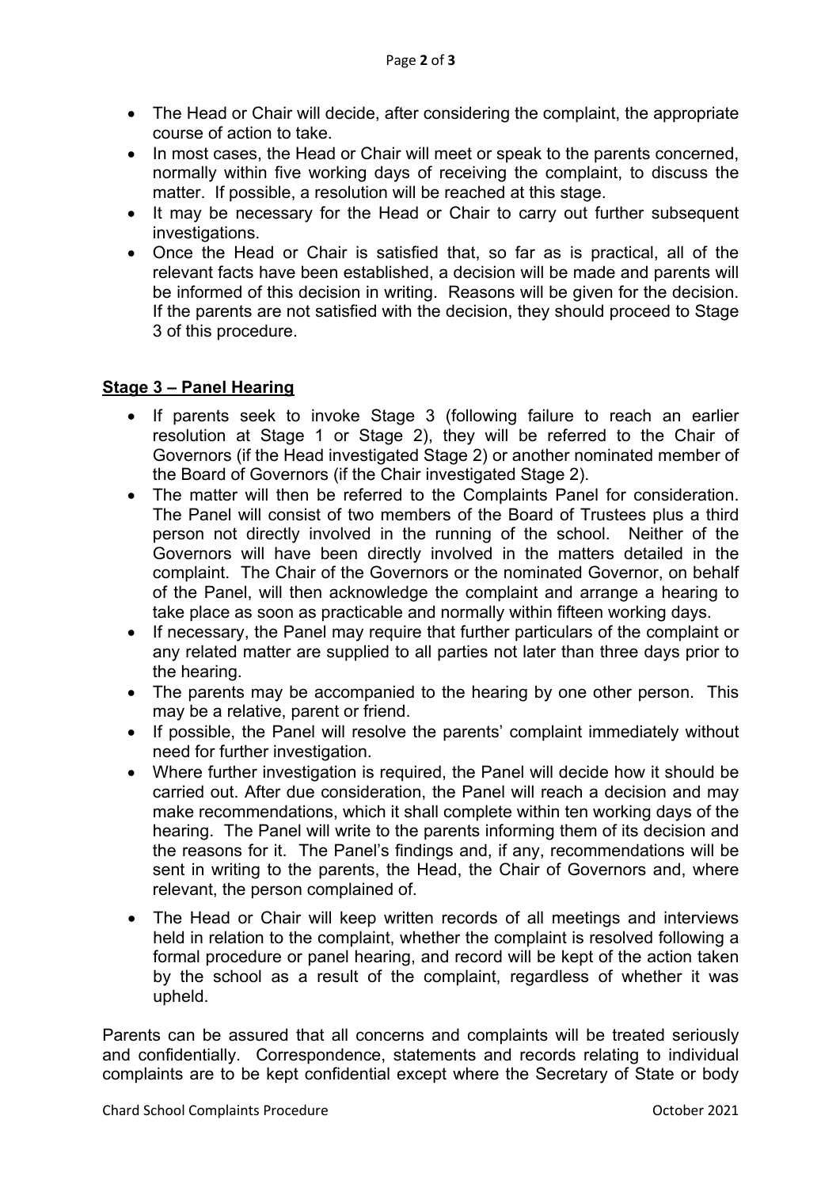- The Head or Chair will decide, after considering the complaint, the appropriate course of action to take.
- In most cases, the Head or Chair will meet or speak to the parents concerned, normally within five working days of receiving the complaint, to discuss the matter. If possible, a resolution will be reached at this stage.
- It may be necessary for the Head or Chair to carry out further subsequent investigations.
- Once the Head or Chair is satisfied that, so far as is practical, all of the relevant facts have been established, a decision will be made and parents will be informed of this decision in writing. Reasons will be given for the decision. If the parents are not satisfied with the decision, they should proceed to Stage 3 of this procedure.

**Stage 3 – Panel Hearing**

- If parents seek to invoke Stage 3 (following failure to reach an earlier resolution at Stage 1 or Stage 2), they will be referred to the Chair of Governors (if the Head investigated Stage 2) or another nominated member of the Board of Governors (if the Chair investigated Stage 2).
- The matter will then be referred to the Complaints Panel for consideration. The Panel will consist of two members of the Board of Trustees plus a third person not directly involved in the running of the school. Neither of the Governors will have been directly involved in the matters detailed in the complaint. The Chair of the Governors or the nominated Governor, on behalf of the Panel, will then acknowledge the complaint and arrange a hearing to take place as soon as practicable and normally within fifteen working days.
- If necessary, the Panel may require that further particulars of the complaint or any related matter are supplied to all parties not later than three days prior to the hearing.
- The parents may be accompanied to the hearing by one other person. This may be a relative, parent or friend.
- If possible, the Panel will resolve the parents' complaint immediately without need for further investigation.
- Where further investigation is required, the Panel will decide how it should be carried out. After due consideration, the Panel will reach a decision and may make recommendations, which it shall complete within ten working days of the hearing. The Panel will write to the parents informing them of its decision and the reasons for it. The Panel's findings and, if any, recommendations will be sent in writing to the parents, the Head, the Chair of Governors and, where relevant, the person complained of.
- The Head or Chair will keep written records of all meetings and interviews held in relation to the complaint, whether the complaint is resolved following a formal procedure or panel hearing, and record will be kept of the action taken by the school as a result of the complaint, regardless of whether it was upheld.

Parents can be assured that all concerns and complaints will be treated seriously and confidentially. Correspondence, statements and records relating to individual complaints are to be kept confidential except where the Secretary of State or body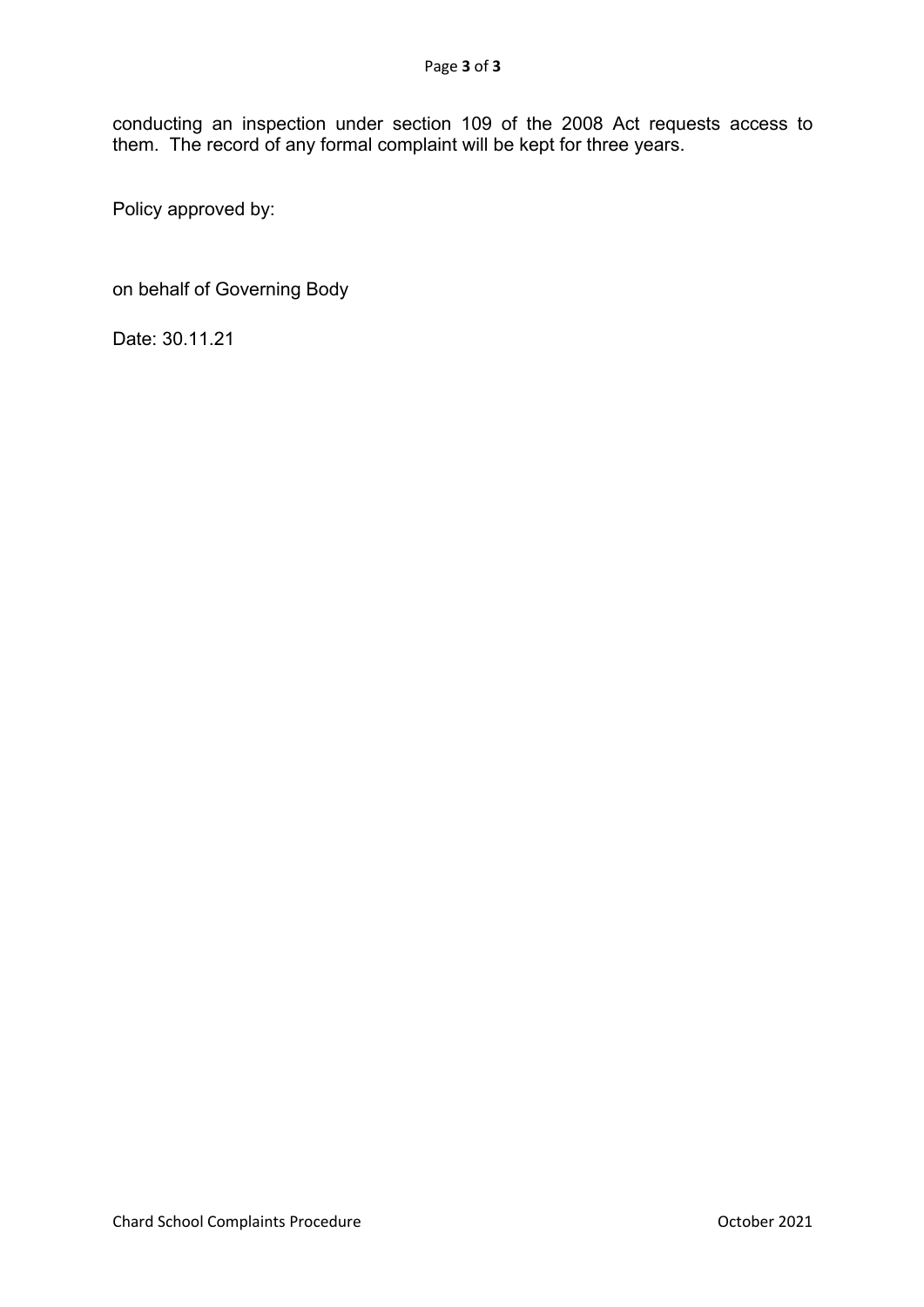conducting an inspection under section 109 of the 2008 Act requests access to them. The record of any formal complaint will be kept for three years.

Policy approved by:

on behalf of Governing Body

Date: 30.11.21